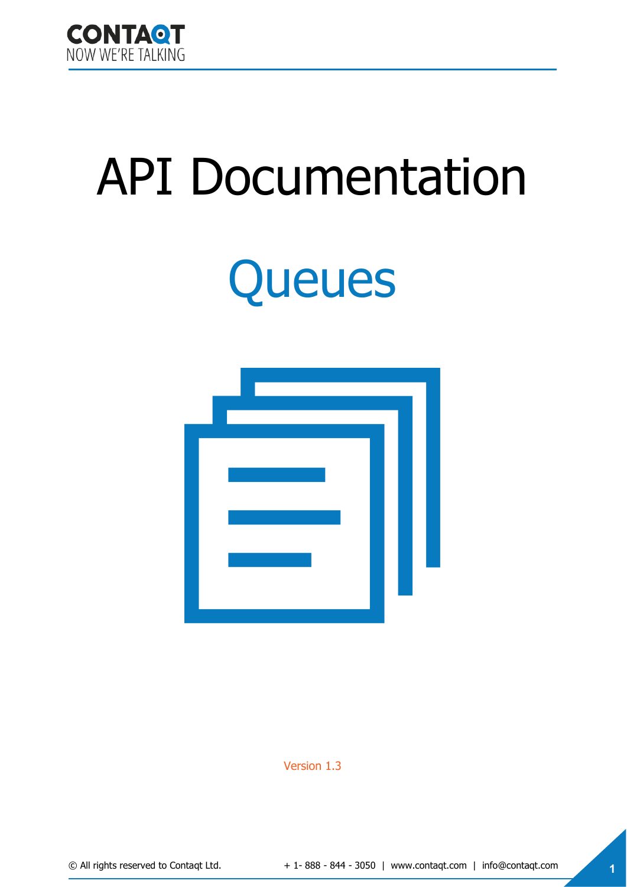# API Documentation

## Queues

Version 1.3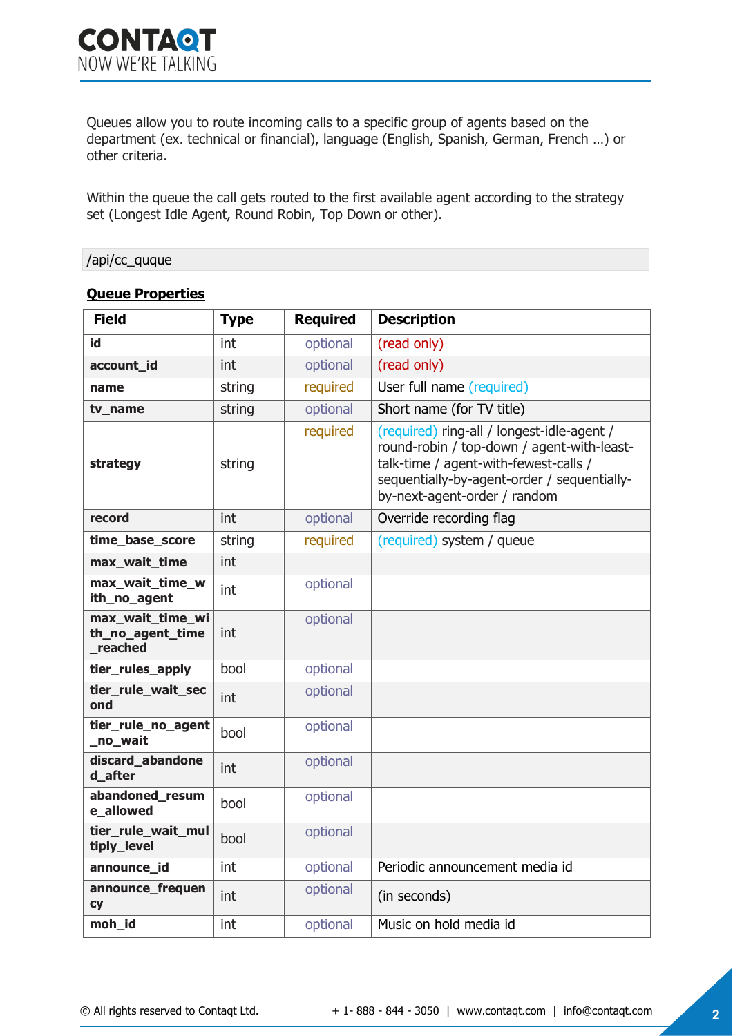Queues allow you to route incoming calls to a specific group of agents based on the department (ex. technical or financial), language (English, Spanish, German, French …) or other criteria.

Within the queue the call gets routed to the first available agent according to the strategy set (Longest Idle Agent, Round Robin, Top Down or other).

```
/api/cc_quque
```

**Queue Properties**

| Field | Type | Required | Description |
|---|---|---|---|
| **id** | int | optional | (read only) |
| **account_id** | int | optional | (read only) |
| **name** | string | required | User full name (required) |
| **tv_name** | string | optional | Short name (for TV title) |
| **strategy** | string | required | (required) ring-all / longest-idle-agent / round-robin / top-down / agent-with-least-talk-time / agent-with-fewest-calls / sequentially-by-agent-order / sequentially-by-next-agent-order / random |
| **record** | int | optional | Override recording flag |
| **time_base_score** | string | required | (required) system / queue |
| **max_wait_time** | int | | |
| **max_wait_time_with_no_agent** | int | optional | |
| **max_wait_time_with_no_agent_time_reached** | int | optional | |
| **tier_rules_apply** | bool | optional | |
| **tier_rule_wait_second** | int | optional | |
| **tier_rule_no_agent_no_wait** | bool | optional | |
| **discard_abandoned_after** | int | optional | |
| **abandoned_resume_allowed** | bool | optional | |
| **tier_rule_wait_multiply_level** | bool | optional | |
| **announce_id** | int | optional | Periodic announcement media id |
| **announce_frequency** | int | optional | (in seconds) |
| **moh_id** | int | optional | Music on hold media id |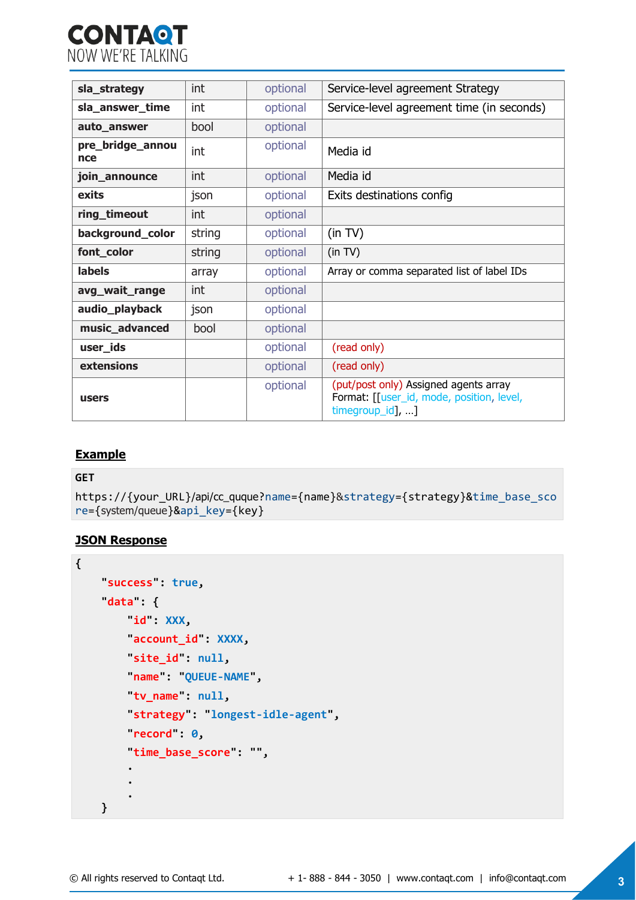| | | | |
|---|---|---|---|
| **sla_strategy** | int | optional | Service-level agreement Strategy |
| **sla_answer_time** | int | optional | Service-level agreement time (in seconds) |
| **auto_answer** | bool | optional | |
| **pre_bridge_announce** | int | optional | Media id |
| **join_announce** | int | optional | Media id |
| **exits** | json | optional | Exits destinations config |
| **ring_timeout** | int | optional | |
| **background_color** | string | optional | (in TV) |
| **font_color** | string | optional | (in TV) |
| **labels** | array | optional | Array or comma separated list of label IDs |
| **avg_wait_range** | int | optional | |
| **audio_playback** | json | optional | |
| **music_advanced** | bool | optional | |
| **user_ids** | | optional | (read only) |
| **extensions** | | optional | (read only) |
| **users** | | optional | (put/post only) Assigned agents array Format: [[user_id, mode, position, level, timegroup_id], …] |

## Example

```
GET
https://{your_URL}/api/cc_quque?name={name}&strategy={strategy}&time_base_score={system/queue}&api_key={key}
```

## JSON Response

```
{
    "success": true,
    "data": {
        "id": XXX,
        "account_id": XXXX,
        "site_id": null,
        "name": "QUEUE-NAME",
        "tv_name": null,
        "strategy": "longest-idle-agent",
        "record": 0,
        "time_base_score": "",
        .
        .
        .
    }
```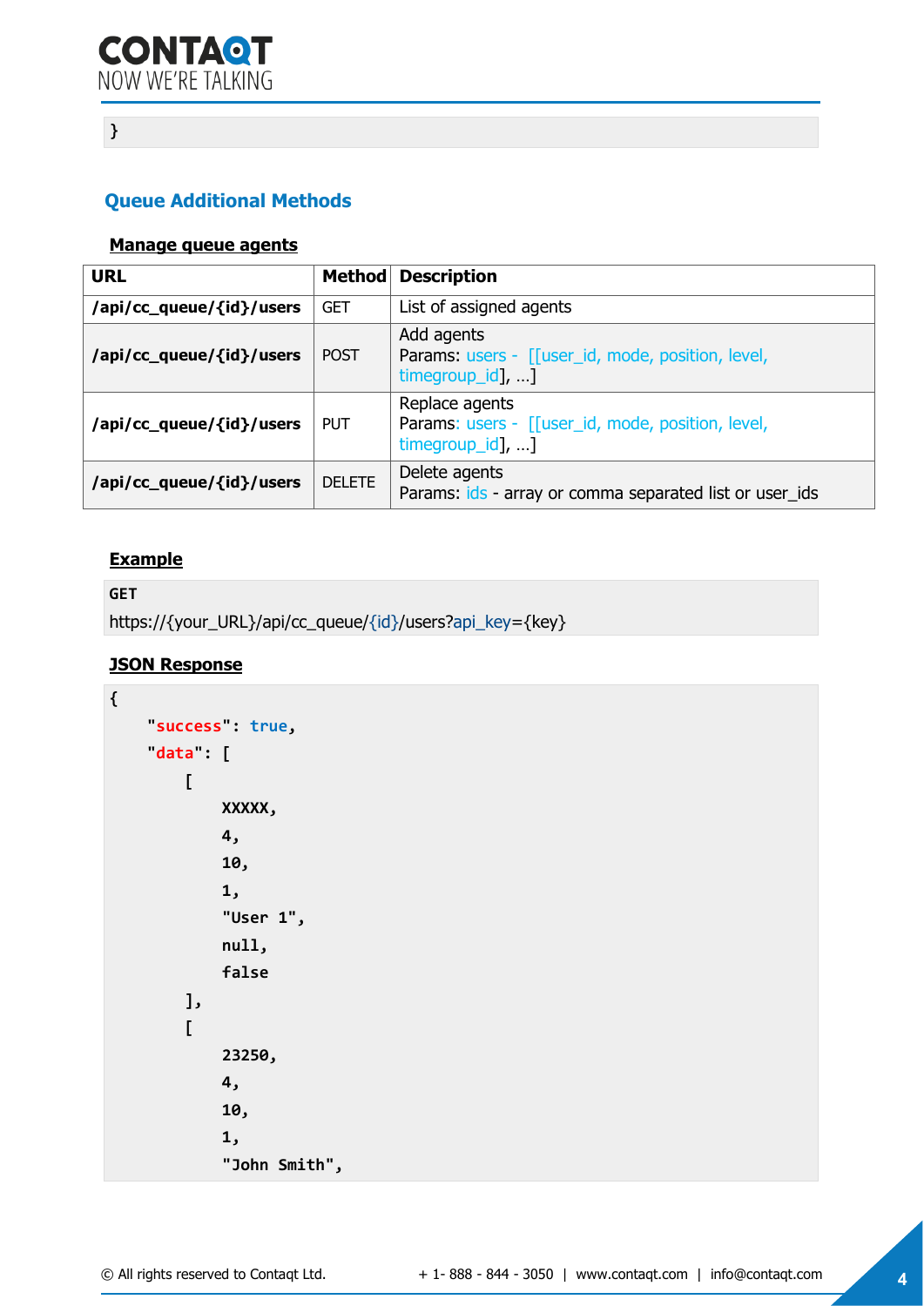```
}
```

## Queue Additional Methods

### Manage queue agents

| URL | Method | Description |
|---|---|---|
| **/api/cc_queue/{id}/users** | GET | List of assigned agents |
| **/api/cc_queue/{id}/users** | POST | Add agents<br>Params: users - [[user_id, mode, position, level, timegroup_id], …] |
| **/api/cc_queue/{id}/users** | PUT | Replace agents<br>Params: users - [[user_id, mode, position, level, timegroup_id], …] |
| **/api/cc_queue/{id}/users** | DELETE | Delete agents<br>Params: ids - array or comma separated list or user_ids |

### Example

```
GET
https://{your_URL}/api/cc_queue/{id}/users?api_key={key}
```

### JSON Response

```
{
    "success": true,
    "data": [
        [
            XXXXX,
            4,
            10,
            1,
            "User 1",
            null,
            false
        ],
        [
            23250,
            4,
            10,
            1,
            "John Smith",
```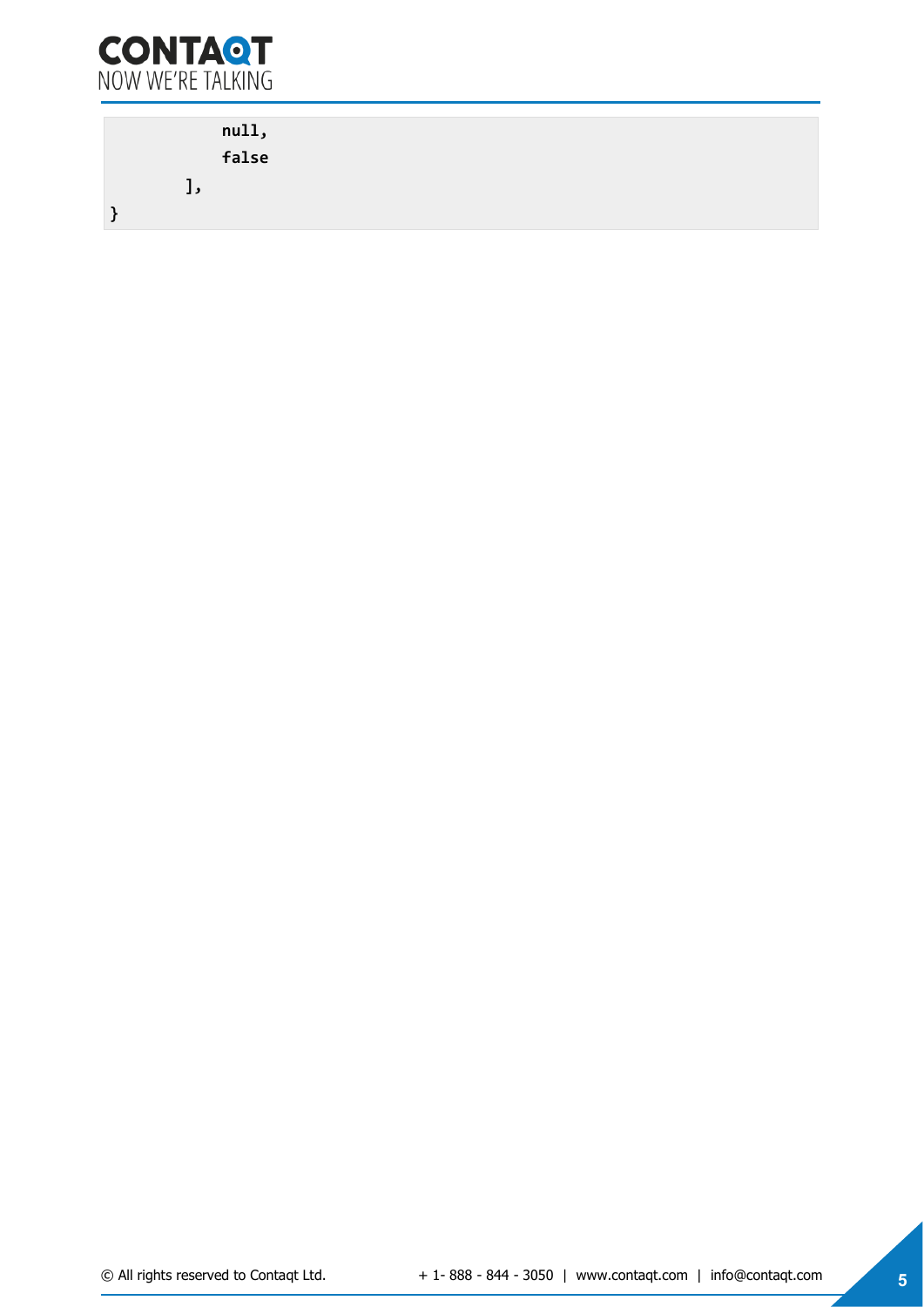```
            null,
            false
        ],
}
```